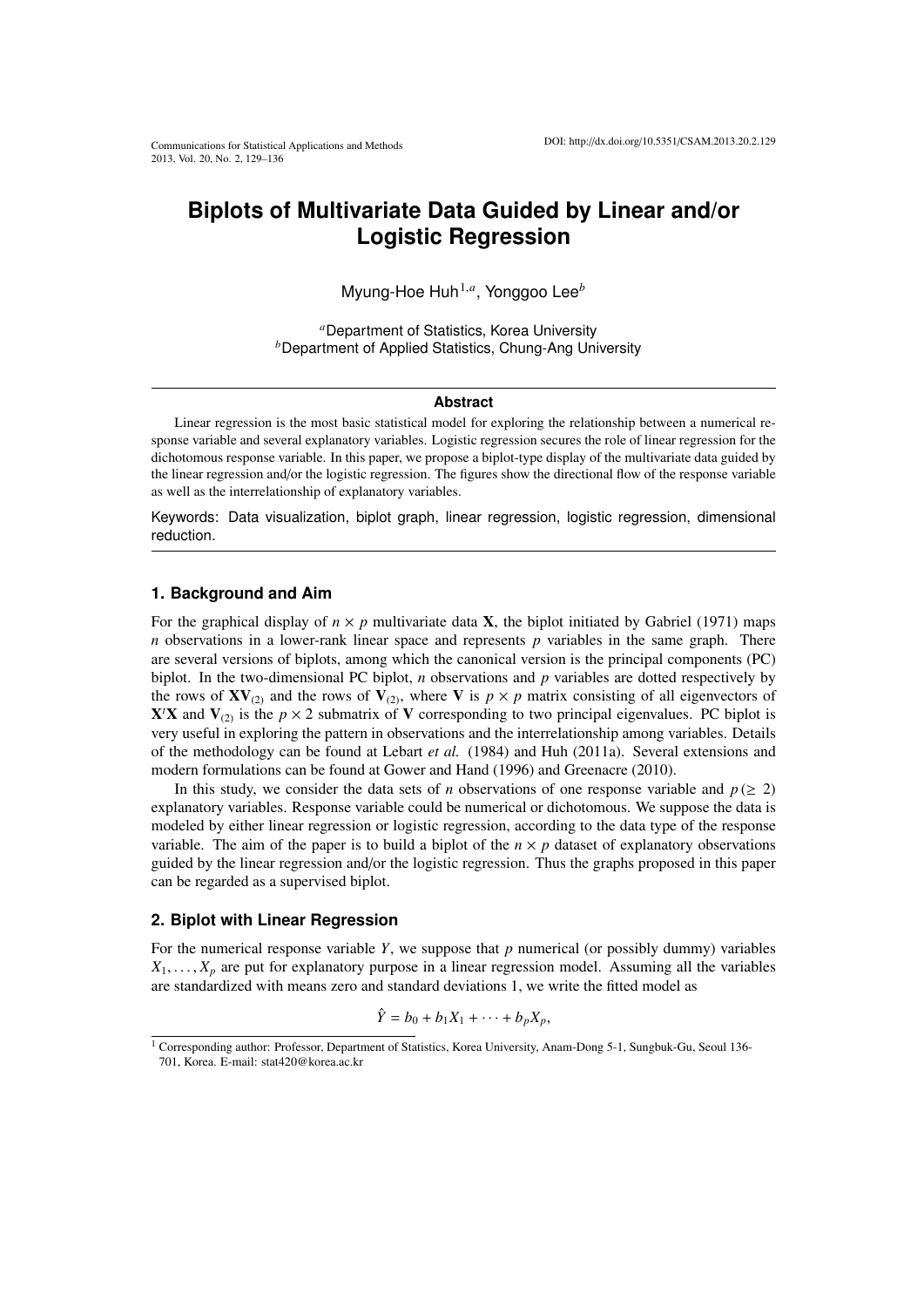# Biplots of Multivariate Data Guided by Linear and/or Logistic Regression

Myung-Hoe Huh[1,a], Yonggoo Lee[b]

[a]Department of Statistics, Korea University
[b]Department of Applied Statistics, Chung-Ang University

## Abstract

Linear regression is the most basic statistical model for exploring the relationship between a numerical response variable and several explanatory variables. Logistic regression secures the role of linear regression for the dichotomous response variable. In this paper, we propose a biplot-type display of the multivariate data guided by the linear regression and/or the logistic regression. The figures show the directional flow of the response variable as well as the interrelationship of explanatory variables.

Keywords: Data visualization, biplot graph, linear regression, logistic regression, dimensional reduction.

## 1. Background and Aim

For the graphical display of $n \times p$ multivariate data $\mathbf{X}$, the biplot initiated by Gabriel (1971) maps $n$ observations in a lower-rank linear space and represents $p$ variables in the same graph. There are several versions of biplots, among which the canonical version is the principal components (PC) biplot. In the two-dimensional PC biplot, $n$ observations and $p$ variables are dotted respectively by the rows of $\mathbf{X}\mathbf{V}_{(2)}$ and the rows of $\mathbf{V}_{(2)}$, where $\mathbf{V}$ is $p \times p$ matrix consisting of all eigenvectors of $\mathbf{X}'\mathbf{X}$ and $\mathbf{V}_{(2)}$ is the $p \times 2$ submatrix of $\mathbf{V}$ corresponding to two principal eigenvalues. PC biplot is very useful in exploring the pattern in observations and the interrelationship among variables. Details of the methodology can be found at Lebart *et al.* (1984) and Huh (2011a). Several extensions and modern formulations can be found at Gower and Hand (1996) and Greenacre (2010).

In this study, we consider the data sets of $n$ observations of one response variable and $p\,(\geq 2)$ explanatory variables. Response variable could be numerical or dichotomous. We suppose the data is modeled by either linear regression or logistic regression, according to the data type of the response variable. The aim of the paper is to build a biplot of the $n \times p$ dataset of explanatory observations guided by the linear regression and/or the logistic regression. Thus the graphs proposed in this paper can be regarded as a supervised biplot.

## 2. Biplot with Linear Regression

For the numerical response variable $Y$, we suppose that $p$ numerical (or possibly dummy) variables $X_1, \ldots, X_p$ are put for explanatory purpose in a linear regression model. Assuming all the variables are standardized with means zero and standard deviations 1, we write the fitted model as

$$\hat{Y} = b_0 + b_1 X_1 + \cdots + b_p X_p,$$

[1] Corresponding author: Professor, Department of Statistics, Korea University, Anam-Dong 5-1, Sungbuk-Gu, Seoul 136-701, Korea. E-mail: stat420@korea.ac.kr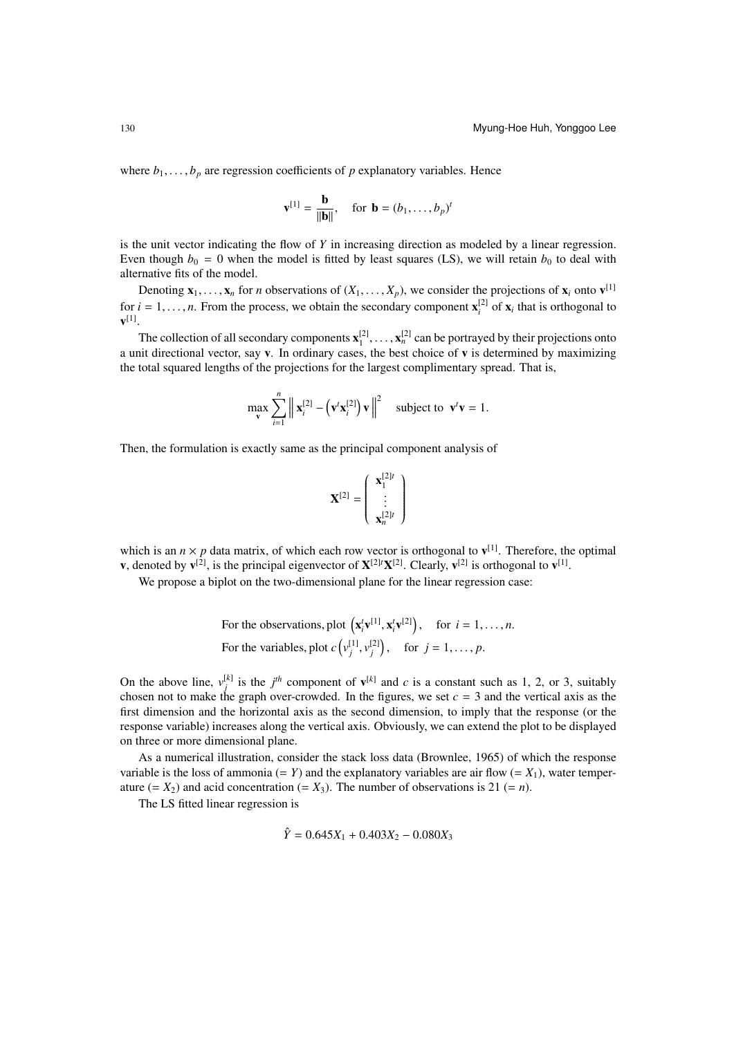where $b_1, \ldots, b_p$ are regression coefficients of $p$ explanatory variables. Hence

$$\mathbf{v}^{[1]} = \frac{\mathbf{b}}{\|\mathbf{b}\|}, \quad \text{for } \mathbf{b} = (b_1, \ldots, b_p)^t$$

is the unit vector indicating the flow of $Y$ in increasing direction as modeled by a linear regression. Even though $b_0 = 0$ when the model is fitted by least squares (LS), we will retain $b_0$ to deal with alternative fits of the model.

Denoting $\mathbf{x}_1, \ldots, \mathbf{x}_n$ for $n$ observations of $(X_1, \ldots, X_p)$, we consider the projections of $\mathbf{x}_i$ onto $\mathbf{v}^{[1]}$ for $i = 1, \ldots, n$. From the process, we obtain the secondary component $\mathbf{x}_i^{[2]}$ of $\mathbf{x}_i$ that is orthogonal to $\mathbf{v}^{[1]}$.

The collection of all secondary components $\mathbf{x}_1^{[2]}, \ldots, \mathbf{x}_n^{[2]}$ can be portrayed by their projections onto a unit directional vector, say $\mathbf{v}$. In ordinary cases, the best choice of $\mathbf{v}$ is determined by maximizing the total squared lengths of the projections for the largest complimentary spread. That is,

$$\max_{\mathbf{v}} \sum_{i=1}^{n} \left\| \mathbf{x}_i^{[2]} - \left(\mathbf{v}^t \mathbf{x}_i^{[2]}\right) \mathbf{v} \right\|^2 \quad \text{subject to } \mathbf{v}^t \mathbf{v} = 1.$$

Then, the formulation is exactly same as the principal component analysis of

$$\mathbf{X}^{[2]} = \begin{pmatrix} \mathbf{x}_1^{[2]t} \\ \vdots \\ \mathbf{x}_n^{[2]t} \end{pmatrix}$$

which is an $n \times p$ data matrix, of which each row vector is orthogonal to $\mathbf{v}^{[1]}$. Therefore, the optimal $\mathbf{v}$, denoted by $\mathbf{v}^{[2]}$, is the principal eigenvector of $\mathbf{X}^{[2]t}\mathbf{X}^{[2]}$. Clearly, $\mathbf{v}^{[2]}$ is orthogonal to $\mathbf{v}^{[1]}$.

We propose a biplot on the two-dimensional plane for the linear regression case:

$$\text{For the observations, plot } \left(\mathbf{x}_i^t \mathbf{v}^{[1]}, \mathbf{x}_i^t \mathbf{v}^{[2]}\right), \quad \text{for } i = 1, \ldots, n.$$
$$\text{For the variables, plot } c\left(v_j^{[1]}, v_j^{[2]}\right), \quad \text{for } j = 1, \ldots, p.$$

On the above line, $v_j^{[k]}$ is the $j^{th}$ component of $\mathbf{v}^{[k]}$ and $c$ is a constant such as 1, 2, or 3, suitably chosen not to make the graph over-crowded. In the figures, we set $c = 3$ and the vertical axis as the first dimension and the horizontal axis as the second dimension, to imply that the response (or the response variable) increases along the vertical axis. Obviously, we can extend the plot to be displayed on three or more dimensional plane.

As a numerical illustration, consider the stack loss data (Brownlee, 1965) of which the response variable is the loss of ammonia (= $Y$) and the explanatory variables are air flow (= $X_1$), water temperature (= $X_2$) and acid concentration (= $X_3$). The number of observations is 21 (= $n$).

The LS fitted linear regression is

$$\hat{Y} = 0.645X_1 + 0.403X_2 - 0.080X_3$$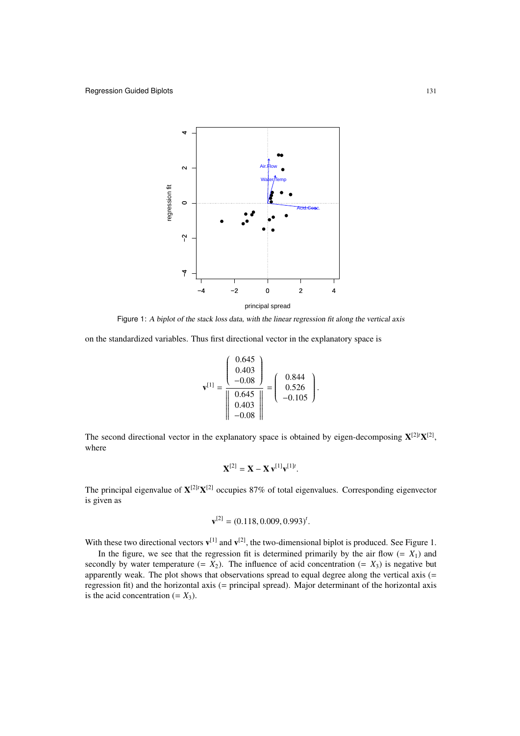Figure 1: *A biplot of the stack loss data, with the linear regression fit along the vertical axis*

on the standardized variables. Thus first directional vector in the explanatory space is

$$\mathbf{v}^{[1]} = \frac{\begin{pmatrix} 0.645 \\ 0.403 \\ -0.08 \end{pmatrix}}{\left\| \begin{matrix} 0.645 \\ 0.403 \\ -0.08 \end{matrix} \right\|} = \begin{pmatrix} 0.844 \\ 0.526 \\ -0.105 \end{pmatrix}.$$

The second directional vector in the explanatory space is obtained by eigen-decomposing $\mathbf{X}^{[2]t}\mathbf{X}^{[2]}$, where

$$\mathbf{X}^{[2]} = \mathbf{X} - \mathbf{X}\,\mathbf{v}^{[1]}\mathbf{v}^{[1]t}.$$

The principal eigenvalue of $\mathbf{X}^{[2]t}\mathbf{X}^{[2]}$ occupies 87% of total eigenvalues. Corresponding eigenvector is given as

$$\mathbf{v}^{[2]} = (0.118, 0.009, 0.993)^t.$$

With these two directional vectors $\mathbf{v}^{[1]}$ and $\mathbf{v}^{[2]}$, the two-dimensional biplot is produced. See Figure 1.

In the figure, we see that the regression fit is determined primarily by the air flow ($= X_1$) and secondly by water temperature ($= X_2$). The influence of acid concentration ($= X_3$) is negative but apparently weak. The plot shows that observations spread to equal degree along the vertical axis (= regression fit) and the horizontal axis (= principal spread). Major determinant of the horizontal axis is the acid concentration ($= X_3$).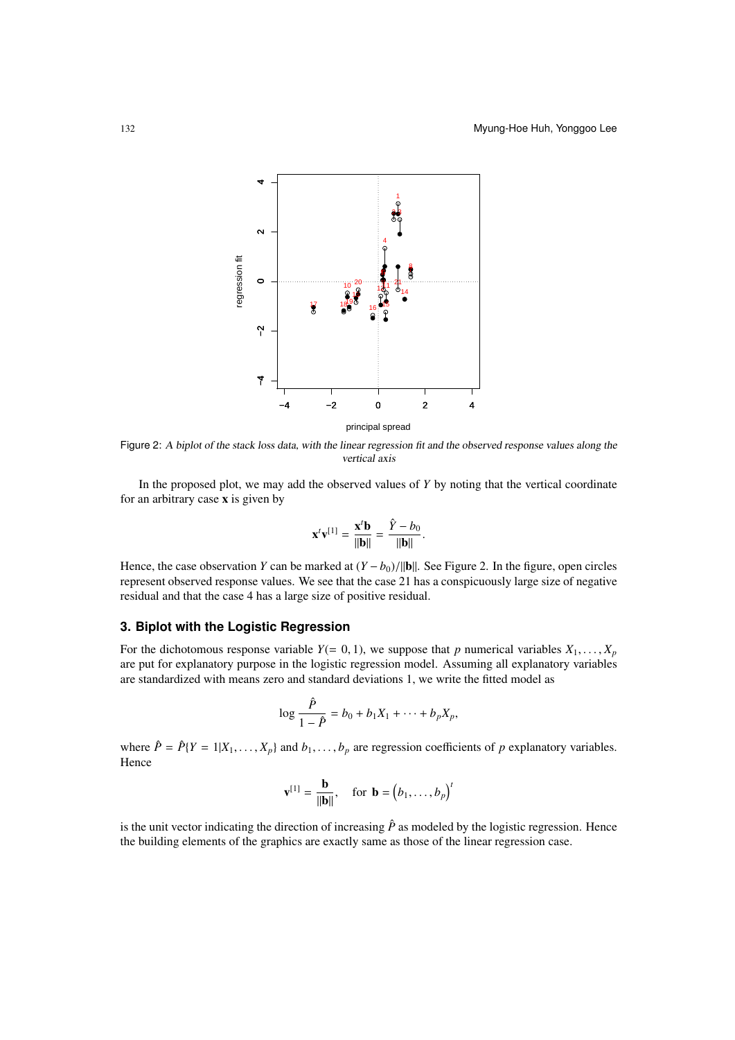Figure 2: *A biplot of the stack loss data, with the linear regression fit and the observed response values along the vertical axis*

In the proposed plot, we may add the observed values of $Y$ by noting that the vertical coordinate for an arbitrary case $\mathbf{x}$ is given by

$$\mathbf{x}^t\mathbf{v}^{[1]} = \frac{\mathbf{x}^t\mathbf{b}}{||\mathbf{b}||} = \frac{\hat{Y} - b_0}{||\mathbf{b}||}.$$

Hence, the case observation $Y$ can be marked at $(Y - b_0)/||\mathbf{b}||$. See Figure 2. In the figure, open circles represent observed response values. We see that the case 21 has a conspicuously large size of negative residual and that the case 4 has a large size of positive residual.

## 3. Biplot with the Logistic Regression

For the dichotomous response variable $Y(= 0, 1)$, we suppose that $p$ numerical variables $X_1, \ldots, X_p$ are put for explanatory purpose in the logistic regression model. Assuming all explanatory variables are standardized with means zero and standard deviations 1, we write the fitted model as

$$\log \frac{\hat{P}}{1 - \hat{P}} = b_0 + b_1X_1 + \cdots + b_pX_p,$$

where $\hat{P} = \hat{P}\{Y = 1|X_1, \ldots, X_p\}$ and $b_1, \ldots, b_p$ are regression coefficients of $p$ explanatory variables. Hence

$$\mathbf{v}^{[1]} = \frac{\mathbf{b}}{||\mathbf{b}||}, \quad \text{for } \mathbf{b} = \left(b_1, \ldots, b_p\right)^t$$

is the unit vector indicating the direction of increasing $\hat{P}$ as modeled by the logistic regression. Hence the building elements of the graphics are exactly same as those of the linear regression case.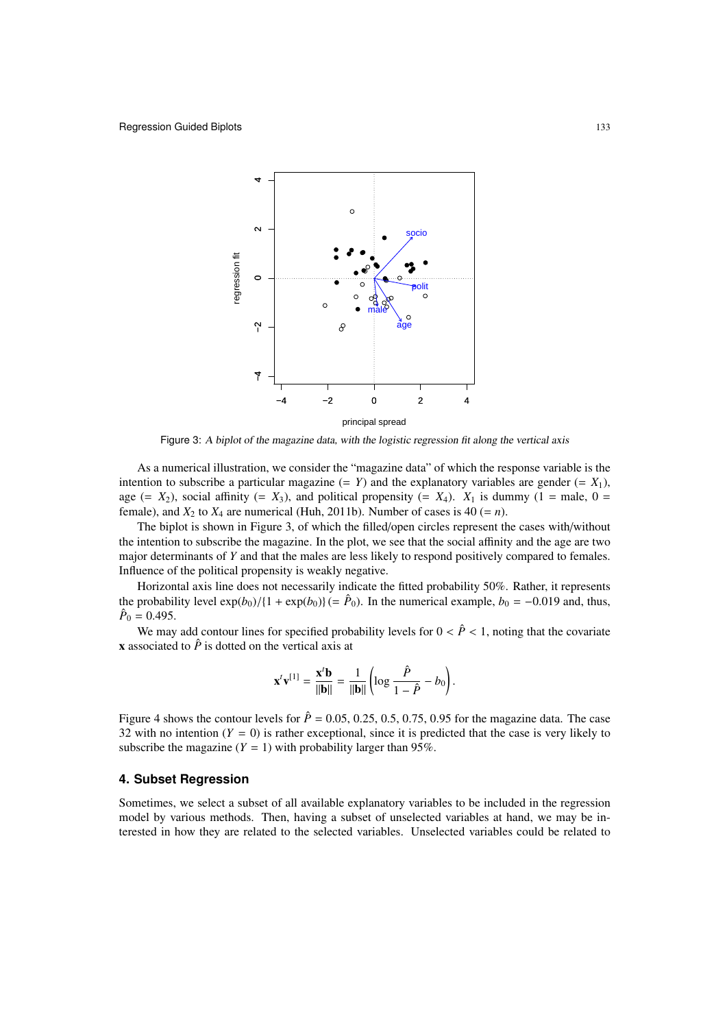Figure 3: *A biplot of the magazine data, with the logistic regression fit along the vertical axis*

As a numerical illustration, we consider the "magazine data" of which the response variable is the intention to subscribe a particular magazine (= $Y$) and the explanatory variables are gender (= $X_1$), age (= $X_2$), social affinity (= $X_3$), and political propensity (= $X_4$). $X_1$ is dummy (1 = male, 0 = female), and $X_2$ to $X_4$ are numerical (Huh, 2011b). Number of cases is 40 (= $n$).

The biplot is shown in Figure 3, of which the filled/open circles represent the cases with/without the intention to subscribe the magazine. In the plot, we see that the social affinity and the age are two major determinants of $Y$ and that the males are less likely to respond positively compared to females. Influence of the political propensity is weakly negative.

Horizontal axis line does not necessarily indicate the fitted probability 50%. Rather, it represents the probability level $\exp(b_0)/\{1 + \exp(b_0)\}$ $(= \hat{P}_0)$. In the numerical example, $b_0 = -0.019$ and, thus, $\hat{P}_0 = 0.495$.

We may add contour lines for specified probability levels for $0 < \hat{P} < 1$, noting that the covariate $\mathbf{x}$ associated to $\hat{P}$ is dotted on the vertical axis at

$$\mathbf{x}^t\mathbf{v}^{[1]} = \frac{\mathbf{x}^t\mathbf{b}}{\|\mathbf{b}\|} = \frac{1}{\|\mathbf{b}\|}\left(\log\frac{\hat{P}}{1-\hat{P}} - b_0\right).$$

Figure 4 shows the contour levels for $\hat{P} = 0.05, 0.25, 0.5, 0.75, 0.95$ for the magazine data. The case 32 with no intention ($Y = 0$) is rather exceptional, since it is predicted that the case is very likely to subscribe the magazine ($Y = 1$) with probability larger than 95%.

## 4. Subset Regression

Sometimes, we select a subset of all available explanatory variables to be included in the regression model by various methods. Then, having a subset of unselected variables at hand, we may be interested in how they are related to the selected variables. Unselected variables could be related to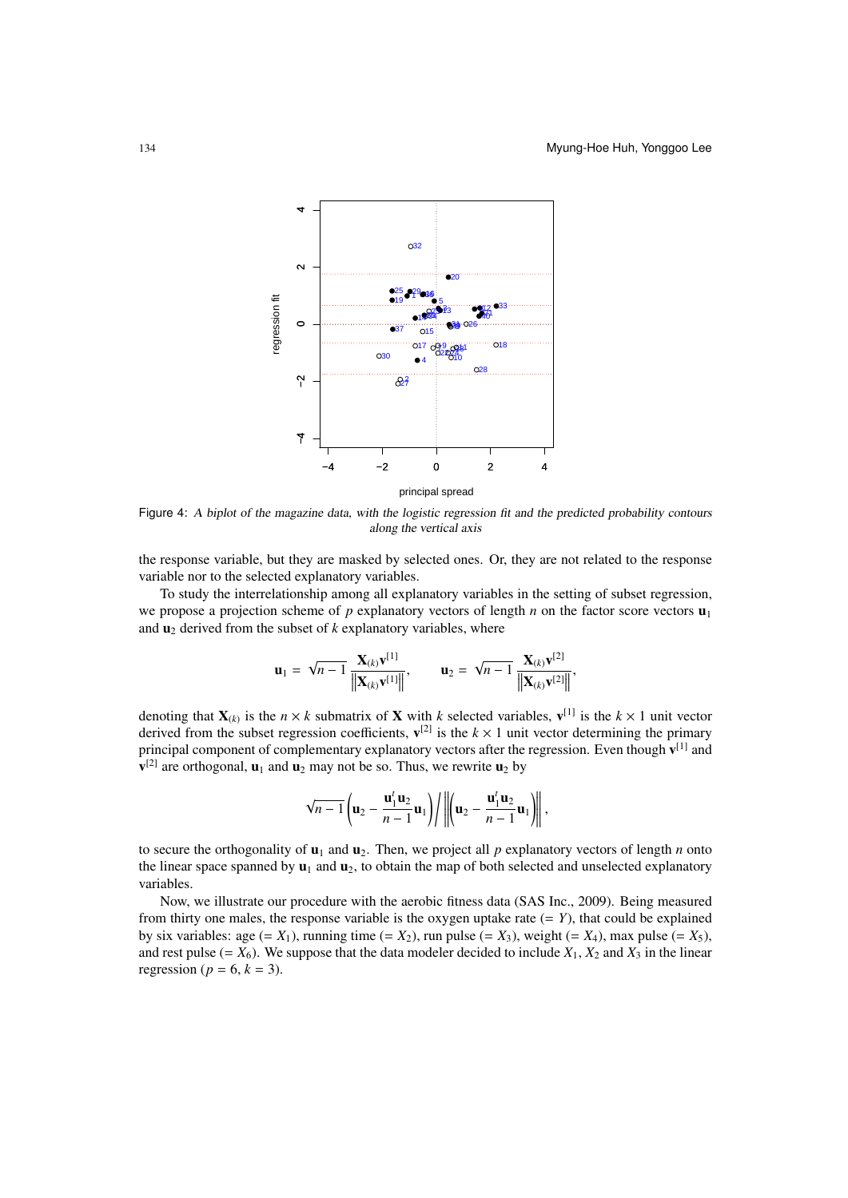Figure 4: *A biplot of the magazine data, with the logistic regression fit and the predicted probability contours along the vertical axis*

the response variable, but they are masked by selected ones. Or, they are not related to the response variable nor to the selected explanatory variables.

To study the interrelationship among all explanatory variables in the setting of subset regression, we propose a projection scheme of $p$ explanatory vectors of length $n$ on the factor score vectors $\mathbf{u}_1$ and $\mathbf{u}_2$ derived from the subset of $k$ explanatory variables, where

$$\mathbf{u}_1 = \sqrt{n-1}\,\frac{\mathbf{X}_{(k)}\mathbf{v}^{[1]}}{\left\|\mathbf{X}_{(k)}\mathbf{v}^{[1]}\right\|}, \qquad \mathbf{u}_2 = \sqrt{n-1}\,\frac{\mathbf{X}_{(k)}\mathbf{v}^{[2]}}{\left\|\mathbf{X}_{(k)}\mathbf{v}^{[2]}\right\|},$$

denoting that $\mathbf{X}_{(k)}$ is the $n \times k$ submatrix of $\mathbf{X}$ with $k$ selected variables, $\mathbf{v}^{[1]}$ is the $k \times 1$ unit vector derived from the subset regression coefficients, $\mathbf{v}^{[2]}$ is the $k \times 1$ unit vector determining the primary principal component of complementary explanatory vectors after the regression. Even though $\mathbf{v}^{[1]}$ and $\mathbf{v}^{[2]}$ are orthogonal, $\mathbf{u}_1$ and $\mathbf{u}_2$ may not be so. Thus, we rewrite $\mathbf{u}_2$ by

$$\sqrt{n-1}\left(\mathbf{u}_2 - \frac{\mathbf{u}_1^t\mathbf{u}_2}{n-1}\mathbf{u}_1\right) \Big/ \left\|\left(\mathbf{u}_2 - \frac{\mathbf{u}_1^t\mathbf{u}_2}{n-1}\mathbf{u}_1\right)\right\|,$$

to secure the orthogonality of $\mathbf{u}_1$ and $\mathbf{u}_2$. Then, we project all $p$ explanatory vectors of length $n$ onto the linear space spanned by $\mathbf{u}_1$ and $\mathbf{u}_2$, to obtain the map of both selected and unselected explanatory variables.

Now, we illustrate our procedure with the aerobic fitness data (SAS Inc., 2009). Being measured from thirty one males, the response variable is the oxygen uptake rate ($= Y$), that could be explained by six variables: age ($= X_1$), running time ($= X_2$), run pulse ($= X_3$), weight ($= X_4$), max pulse ($= X_5$), and rest pulse ($= X_6$). We suppose that the data modeler decided to include $X_1$, $X_2$ and $X_3$ in the linear regression ($p = 6$, $k = 3$).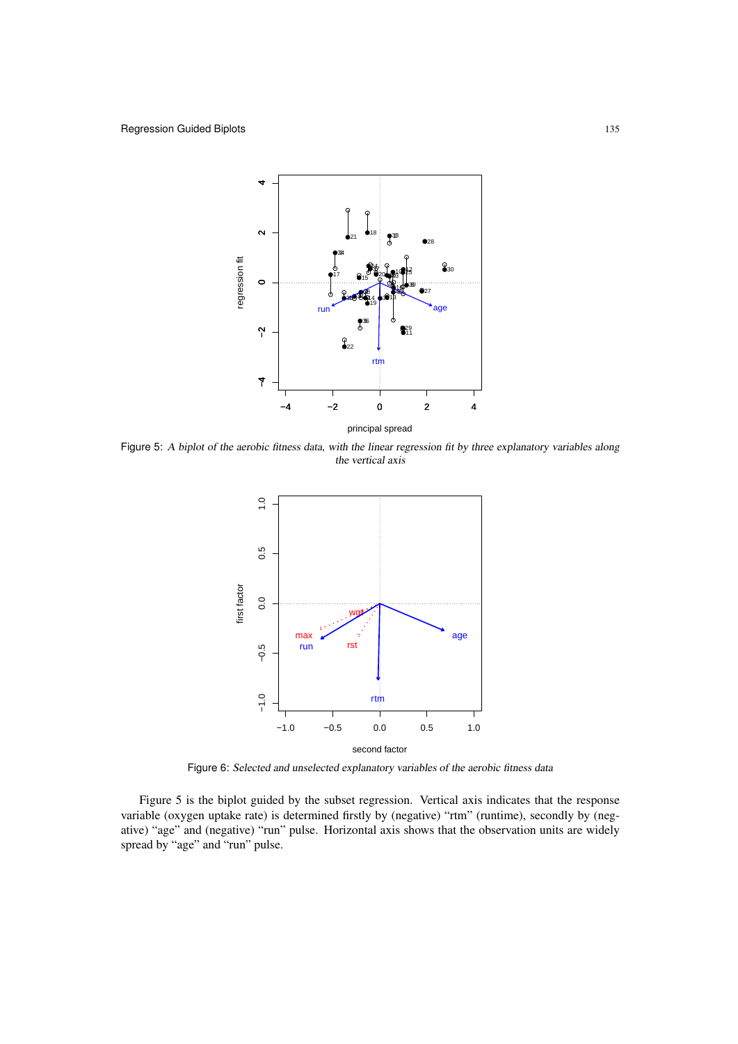Figure 5: *A biplot of the aerobic fitness data, with the linear regression fit by three explanatory variables along the vertical axis*

Figure 6: *Selected and unselected explanatory variables of the aerobic fitness data*

Figure 5 is the biplot guided by the subset regression. Vertical axis indicates that the response variable (oxygen uptake rate) is determined firstly by (negative) "rtm" (runtime), secondly by (negative) "age" and (negative) "run" pulse. Horizontal axis shows that the observation units are widely spread by "age" and "run" pulse.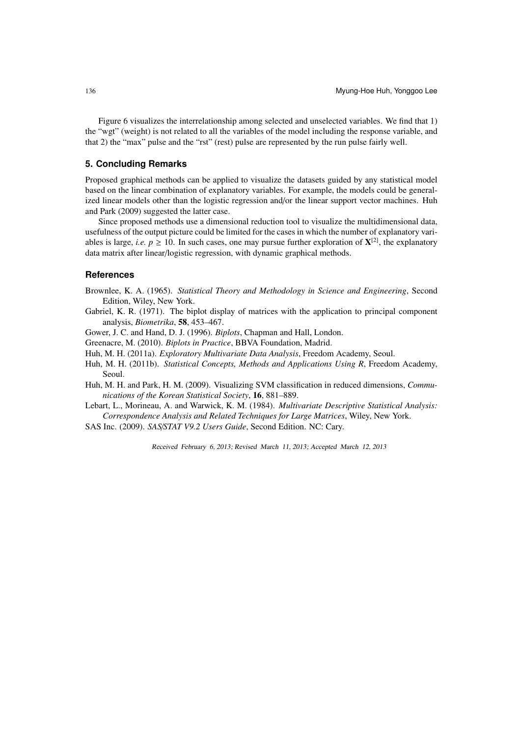Figure 6 visualizes the interrelationship among selected and unselected variables. We find that 1) the "wgt" (weight) is not related to all the variables of the model including the response variable, and that 2) the "max" pulse and the "rst" (rest) pulse are represented by the run pulse fairly well.

## 5. Concluding Remarks

Proposed graphical methods can be applied to visualize the datasets guided by any statistical model based on the linear combination of explanatory variables. For example, the models could be generalized linear models other than the logistic regression and/or the linear support vector machines. Huh and Park (2009) suggested the latter case.

Since proposed methods use a dimensional reduction tool to visualize the multidimensional data, usefulness of the output picture could be limited for the cases in which the number of explanatory variables is large, *i.e.* $p \geq 10$. In such cases, one may pursue further exploration of $\mathbf{X}^{[2]}$, the explanatory data matrix after linear/logistic regression, with dynamic graphical methods.

## References

Brownlee, K. A. (1965). *Statistical Theory and Methodology in Science and Engineering*, Second Edition, Wiley, New York.

Gabriel, K. R. (1971). The biplot display of matrices with the application to principal component analysis, *Biometrika*, **58**, 453–467.

Gower, J. C. and Hand, D. J. (1996). *Biplots*, Chapman and Hall, London.

Greenacre, M. (2010). *Biplots in Practice*, BBVA Foundation, Madrid.

Huh, M. H. (2011a). *Exploratory Multivariate Data Analysis*, Freedom Academy, Seoul.

Huh, M. H. (2011b). *Statistical Concepts, Methods and Applications Using R*, Freedom Academy, Seoul.

Huh, M. H. and Park, H. M. (2009). Visualizing SVM classification in reduced dimensions, *Communications of the Korean Statistical Society*, **16**, 881–889.

Lebart, L., Morineau, A. and Warwick, K. M. (1984). *Multivariate Descriptive Statistical Analysis: Correspondence Analysis and Related Techniques for Large Matrices*, Wiley, New York.

SAS Inc. (2009). *SAS/STAT V9.2 Users Guide*, Second Edition. NC: Cary.

*Received February 6, 2013; Revised March 11, 2013; Accepted March 12, 2013*